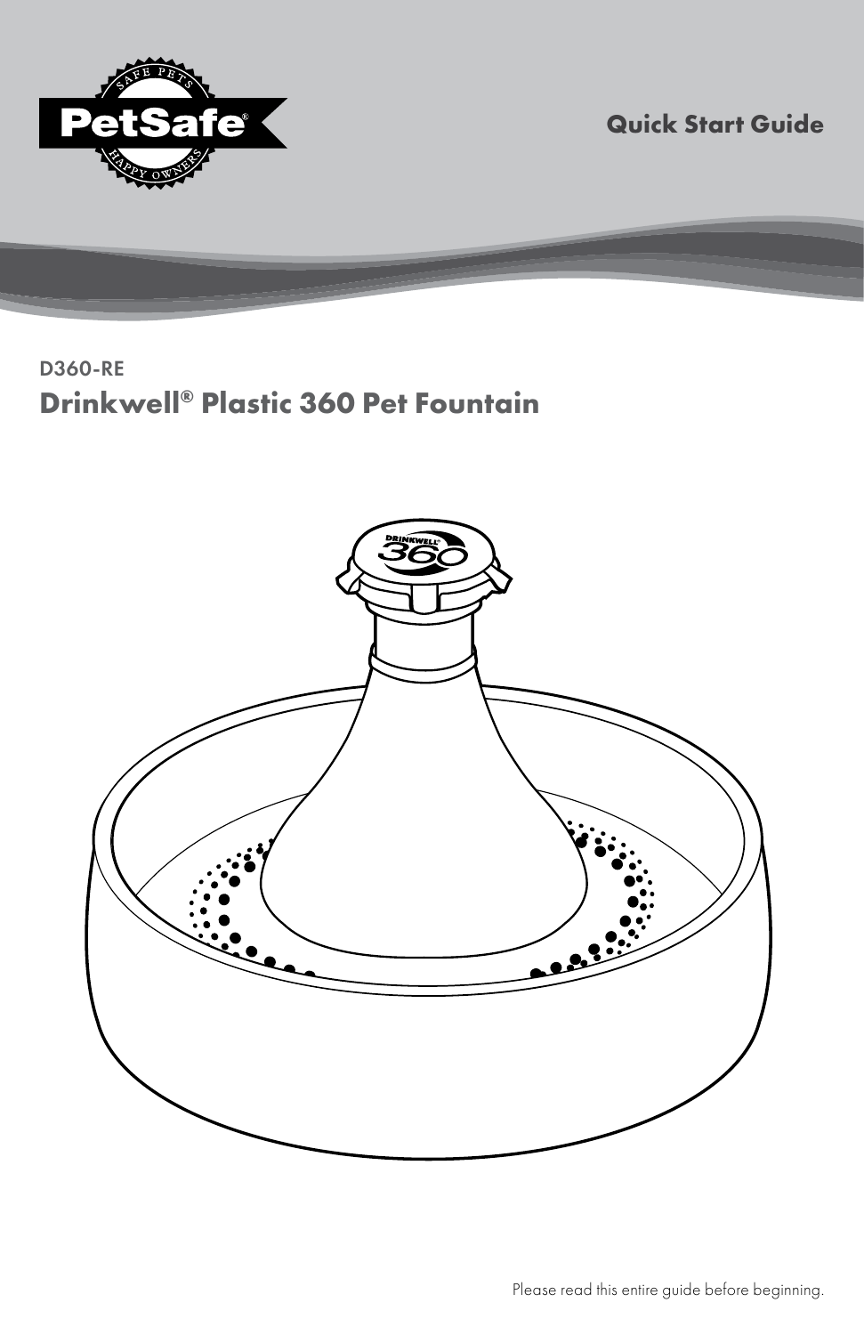PetSafe®

SAFE PETS HAPPY OWNERS

**Quick Start Guide**

D360-RE

# Drinkwell® Plastic 360 Pet Fountain

Please read this entire guide before beginning.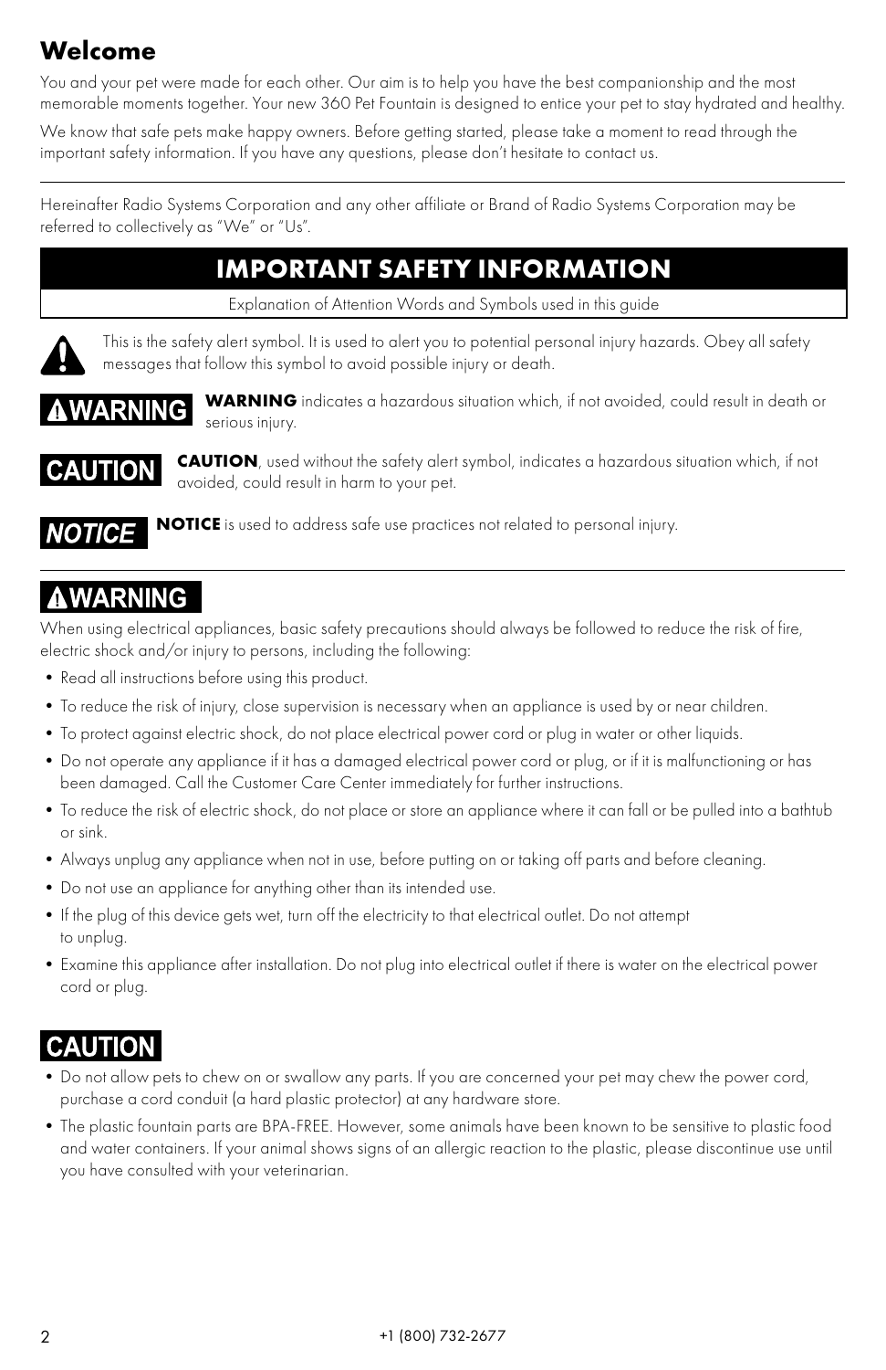## Welcome

You and your pet were made for each other. Our aim is to help you have the best companionship and the most memorable moments together. Your new 360 Pet Fountain is designed to entice your pet to stay hydrated and healthy.

We know that safe pets make happy owners. Before getting started, please take a moment to read through the important safety information. If you have any questions, please don't hesitate to contact us.

---

Hereinafter Radio Systems Corporation and any other affiliate or Brand of Radio Systems Corporation may be referred to collectively as "We" or "Us".

## IMPORTANT SAFETY INFORMATION

Explanation of Attention Words and Symbols used in this guide

⚠ This is the safety alert symbol. It is used to alert you to potential personal injury hazards. Obey all safety messages that follow this symbol to avoid possible injury or death.

**⚠WARNING** **WARNING** indicates a hazardous situation which, if not avoided, could result in death or serious injury.

**CAUTION** **CAUTION**, used without the safety alert symbol, indicates a hazardous situation which, if not avoided, could result in harm to your pet.

***NOTICE*** **NOTICE** is used to address safe use practices not related to personal injury.

---

### ⚠WARNING

When using electrical appliances, basic safety precautions should always be followed to reduce the risk of fire, electric shock and/or injury to persons, including the following:

- Read all instructions before using this product.
- To reduce the risk of injury, close supervision is necessary when an appliance is used by or near children.
- To protect against electric shock, do not place electrical power cord or plug in water or other liquids.
- Do not operate any appliance if it has a damaged electrical power cord or plug, or if it is malfunctioning or has been damaged. Call the Customer Care Center immediately for further instructions.
- To reduce the risk of electric shock, do not place or store an appliance where it can fall or be pulled into a bathtub or sink.
- Always unplug any appliance when not in use, before putting on or taking off parts and before cleaning.
- Do not use an appliance for anything other than its intended use.
- If the plug of this device gets wet, turn off the electricity to that electrical outlet. Do not attempt to unplug.
- Examine this appliance after installation. Do not plug into electrical outlet if there is water on the electrical power cord or plug.

### CAUTION

- Do not allow pets to chew on or swallow any parts. If you are concerned your pet may chew the power cord, purchase a cord conduit (a hard plastic protector) at any hardware store.
- The plastic fountain parts are BPA-FREE. However, some animals have been known to be sensitive to plastic food and water containers. If your animal shows signs of an allergic reaction to the plastic, please discontinue use until you have consulted with your veterinarian.

+1 (800) 732-2677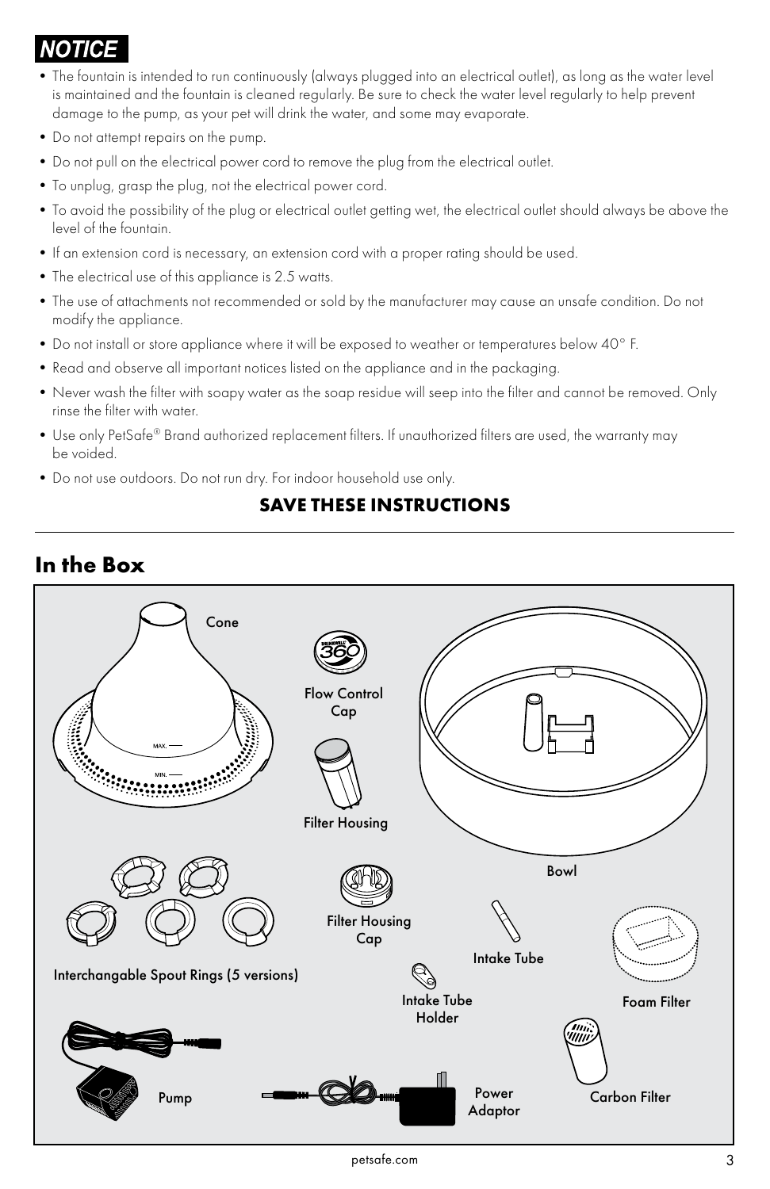## NOTICE

- The fountain is intended to run continuously (always plugged into an electrical outlet), as long as the water level is maintained and the fountain is cleaned regularly. Be sure to check the water level regularly to help prevent damage to the pump, as your pet will drink the water, and some may evaporate.
- Do not attempt repairs on the pump.
- Do not pull on the electrical power cord to remove the plug from the electrical outlet.
- To unplug, grasp the plug, not the electrical power cord.
- To avoid the possibility of the plug or electrical outlet getting wet, the electrical outlet should always be above the level of the fountain.
- If an extension cord is necessary, an extension cord with a proper rating should be used.
- The electrical use of this appliance is 2.5 watts.
- The use of attachments not recommended or sold by the manufacturer may cause an unsafe condition. Do not modify the appliance.
- Do not install or store appliance where it will be exposed to weather or temperatures below 40° F.
- Read and observe all important notices listed on the appliance and in the packaging.
- Never wash the filter with soapy water as the soap residue will seep into the filter and cannot be removed. Only rinse the filter with water.
- Use only PetSafe® Brand authorized replacement filters. If unauthorized filters are used, the warranty may be voided.
- Do not use outdoors. Do not run dry. For indoor household use only.

**SAVE THESE INSTRUCTIONS**

---

# In the Box

Cone

Flow Control Cap

Filter Housing

Bowl

Filter Housing Cap

Intake Tube

Interchangable Spout Rings (5 versions)

Intake Tube Holder

Foam Filter

Pump

Power Adaptor

Carbon Filter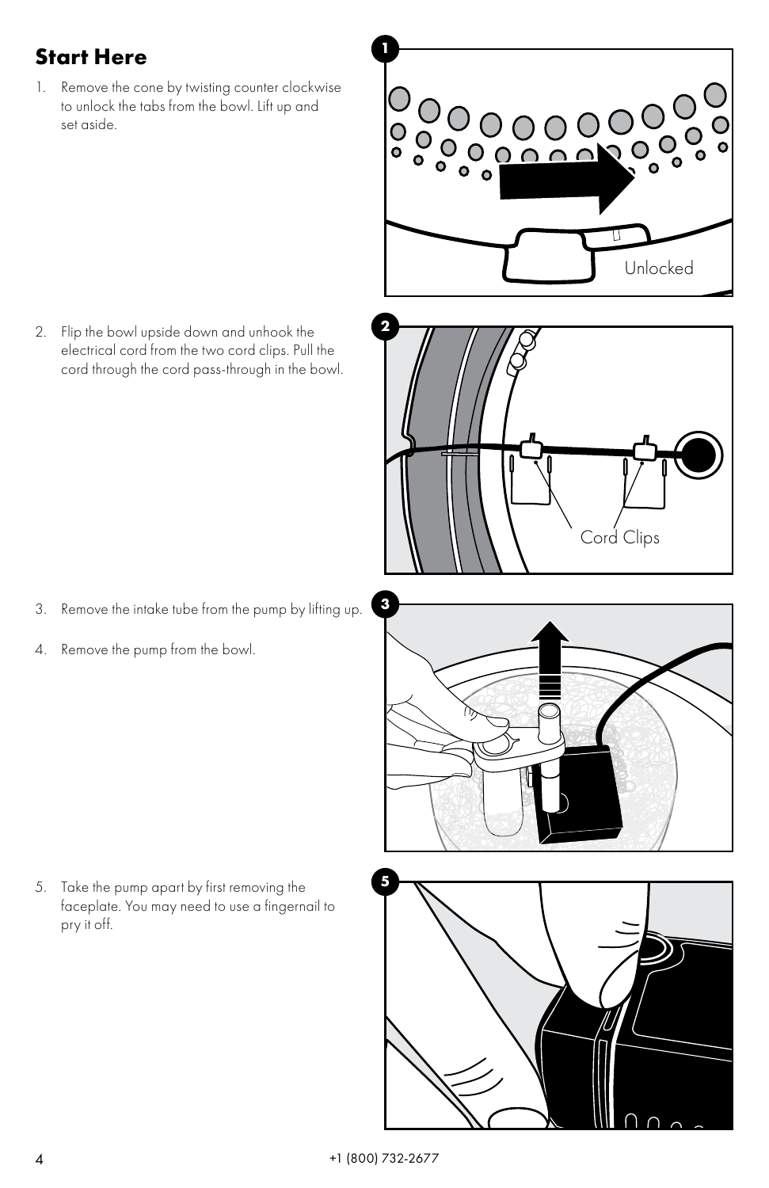## Start Here

1. Remove the cone by twisting counter clockwise to unlock the tabs from the bowl. Lift up and set aside.

Unlocked

2. Flip the bowl upside down and unhook the electrical cord from the two cord clips. Pull the cord through the cord pass-through in the bowl.

Cord Clips

3. Remove the intake tube from the pump by lifting up.

4. Remove the pump from the bowl.

5. Take the pump apart by first removing the faceplate. You may need to use a fingernail to pry it off.

+1 (800) 732-2677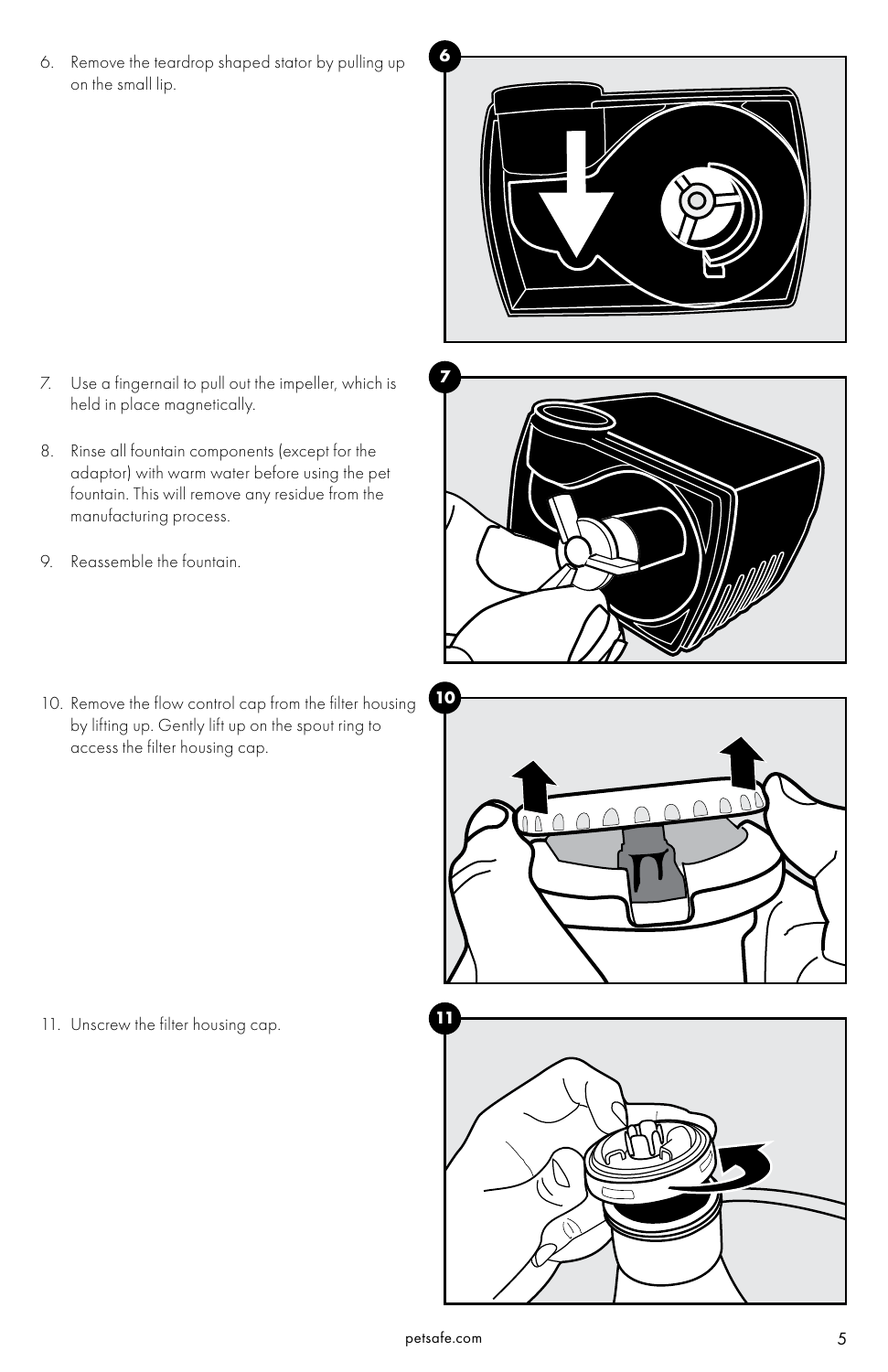6. Remove the teardrop shaped stator by pulling up on the small lip.

7. Use a fingernail to pull out the impeller, which is held in place magnetically.

8. Rinse all fountain components (except for the adaptor) with warm water before using the pet fountain. This will remove any residue from the manufacturing process.

9. Reassemble the fountain.

10. Remove the flow control cap from the filter housing by lifting up. Gently lift up on the spout ring to access the filter housing cap.

11. Unscrew the filter housing cap.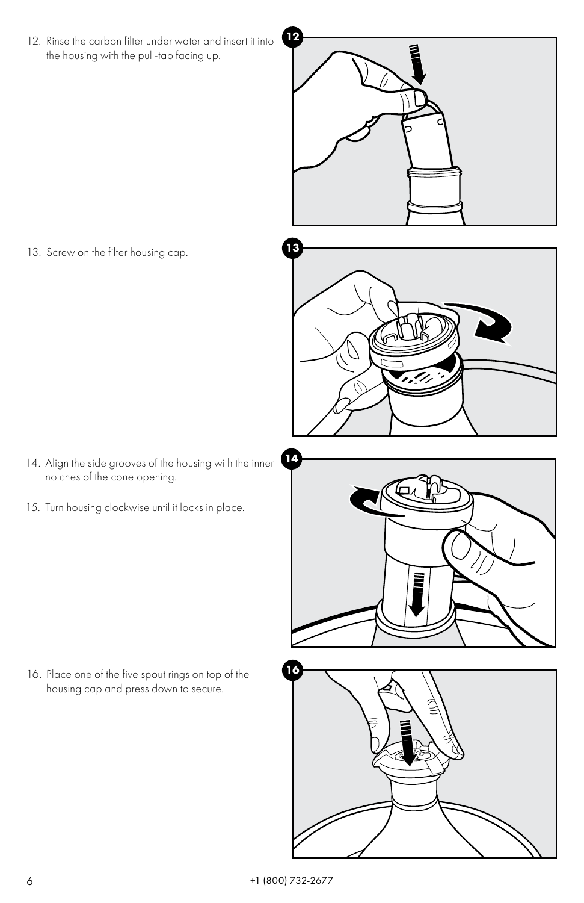12. Rinse the carbon filter under water and insert it into the housing with the pull-tab facing up.

13. Screw on the filter housing cap.

14. Align the side grooves of the housing with the inner notches of the cone opening.

15. Turn housing clockwise until it locks in place.

16. Place one of the five spout rings on top of the housing cap and press down to secure.

+1 (800) 732-2677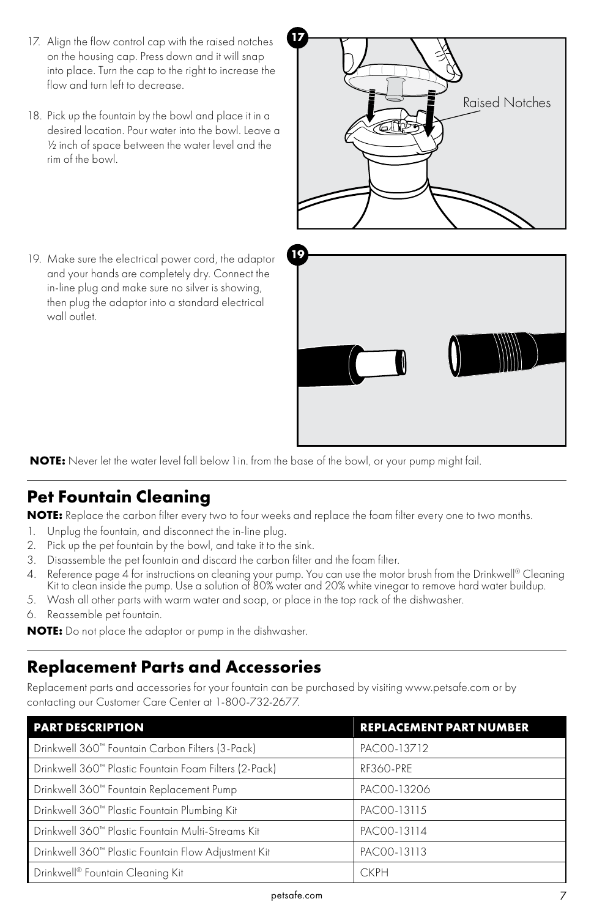17. Align the flow control cap with the raised notches on the housing cap. Press down and it will snap into place. Turn the cap to the right to increase the flow and turn left to decrease.

18. Pick up the fountain by the bowl and place it in a desired location. Pour water into the bowl. Leave a ½ inch of space between the water level and the rim of the bowl.

19. Make sure the electrical power cord, the adaptor and your hands are completely dry. Connect the in-line plug and make sure no silver is showing, then plug the adaptor into a standard electrical wall outlet.

**NOTE:** Never let the water level fall below 1 in. from the base of the bowl, or your pump might fail.

## Pet Fountain Cleaning

**NOTE:** Replace the carbon filter every two to four weeks and replace the foam filter every one to two months.

1. Unplug the fountain, and disconnect the in-line plug.
2. Pick up the pet fountain by the bowl, and take it to the sink.
3. Disassemble the pet fountain and discard the carbon filter and the foam filter.
4. Reference page 4 for instructions on cleaning your pump. You can use the motor brush from the Drinkwell® Cleaning Kit to clean inside the pump. Use a solution of 80% water and 20% white vinegar to remove hard water buildup.
5. Wash all other parts with warm water and soap, or place in the top rack of the dishwasher.
6. Reassemble pet fountain.

**NOTE:** Do not place the adaptor or pump in the dishwasher.

## Replacement Parts and Accessories

Replacement parts and accessories for your fountain can be purchased by visiting www.petsafe.com or by contacting our Customer Care Center at 1-800-732-2677.

| PART DESCRIPTION | REPLACEMENT PART NUMBER |
|---|---|
| Drinkwell 360™ Fountain Carbon Filters (3-Pack) | PAC00-13712 |
| Drinkwell 360™ Plastic Fountain Foam Filters (2-Pack) | RF360-PRE |
| Drinkwell 360™ Fountain Replacement Pump | PAC00-13206 |
| Drinkwell 360™ Plastic Fountain Plumbing Kit | PAC00-13115 |
| Drinkwell 360™ Plastic Fountain Multi-Streams Kit | PAC00-13114 |
| Drinkwell 360™ Plastic Fountain Flow Adjustment Kit | PAC00-13113 |
| Drinkwell® Fountain Cleaning Kit | CKPH |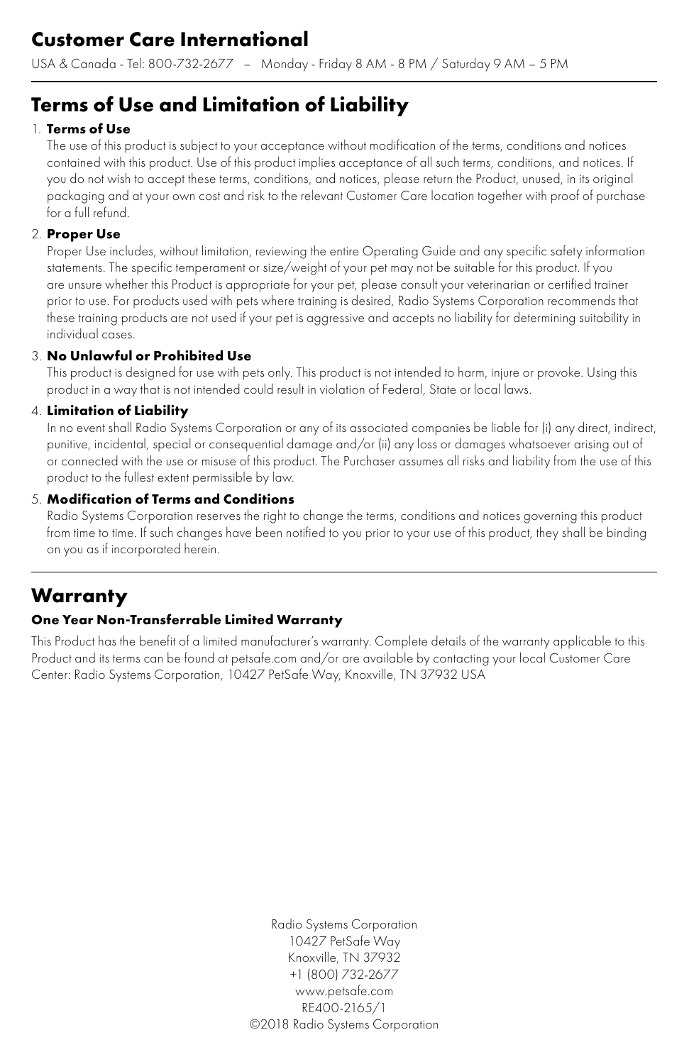## Customer Care International

USA & Canada - Tel: 800-732-2677 – Monday - Friday 8 AM - 8 PM / Saturday 9 AM – 5 PM

## Terms of Use and Limitation of Liability

1. **Terms of Use**
   The use of this product is subject to your acceptance without modification of the terms, conditions and notices contained with this product. Use of this product implies acceptance of all such terms, conditions, and notices. If you do not wish to accept these terms, conditions, and notices, please return the Product, unused, in its original packaging and at your own cost and risk to the relevant Customer Care location together with proof of purchase for a full refund.

2. **Proper Use**
   Proper Use includes, without limitation, reviewing the entire Operating Guide and any specific safety information statements. The specific temperament or size/weight of your pet may not be suitable for this product. If you are unsure whether this Product is appropriate for your pet, please consult your veterinarian or certified trainer prior to use. For products used with pets where training is desired, Radio Systems Corporation recommends that these training products are not used if your pet is aggressive and accepts no liability for determining suitability in individual cases.

3. **No Unlawful or Prohibited Use**
   This product is designed for use with pets only. This product is not intended to harm, injure or provoke. Using this product in a way that is not intended could result in violation of Federal, State or local laws.

4. **Limitation of Liability**
   In no event shall Radio Systems Corporation or any of its associated companies be liable for (i) any direct, indirect, punitive, incidental, special or consequential damage and/or (ii) any loss or damages whatsoever arising out of or connected with the use or misuse of this product. The Purchaser assumes all risks and liability from the use of this product to the fullest extent permissible by law.

5. **Modification of Terms and Conditions**
   Radio Systems Corporation reserves the right to change the terms, conditions and notices governing this product from time to time. If such changes have been notified to you prior to your use of this product, they shall be binding on you as if incorporated herein.

## Warranty

**One Year Non-Transferrable Limited Warranty**

This Product has the benefit of a limited manufacturer's warranty. Complete details of the warranty applicable to this Product and its terms can be found at petsafe.com and/or are available by contacting your local Customer Care Center: Radio Systems Corporation, 10427 PetSafe Way, Knoxville, TN 37932 USA

Radio Systems Corporation
10427 PetSafe Way
Knoxville, TN 37932
+1 (800) 732-2677
www.petsafe.com
RE400-2165/1
©2018 Radio Systems Corporation